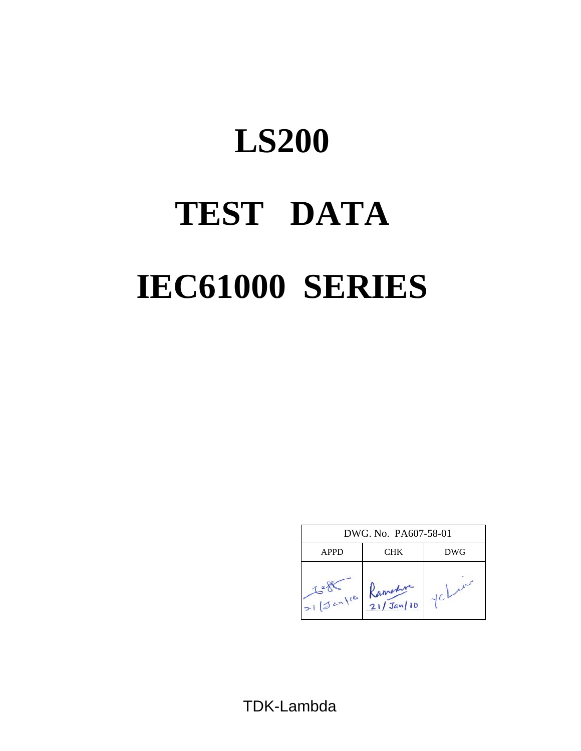# LS200

# TEST DATA

# IEC61000 SERIES

| DWG. No. PA607-58-01 | | |
|---|---|---|
| APPD | CHK | DWG |
| 21/Jan/10 | Ramesh 21/Jan/10 | YC Lin |

TDK-Lambda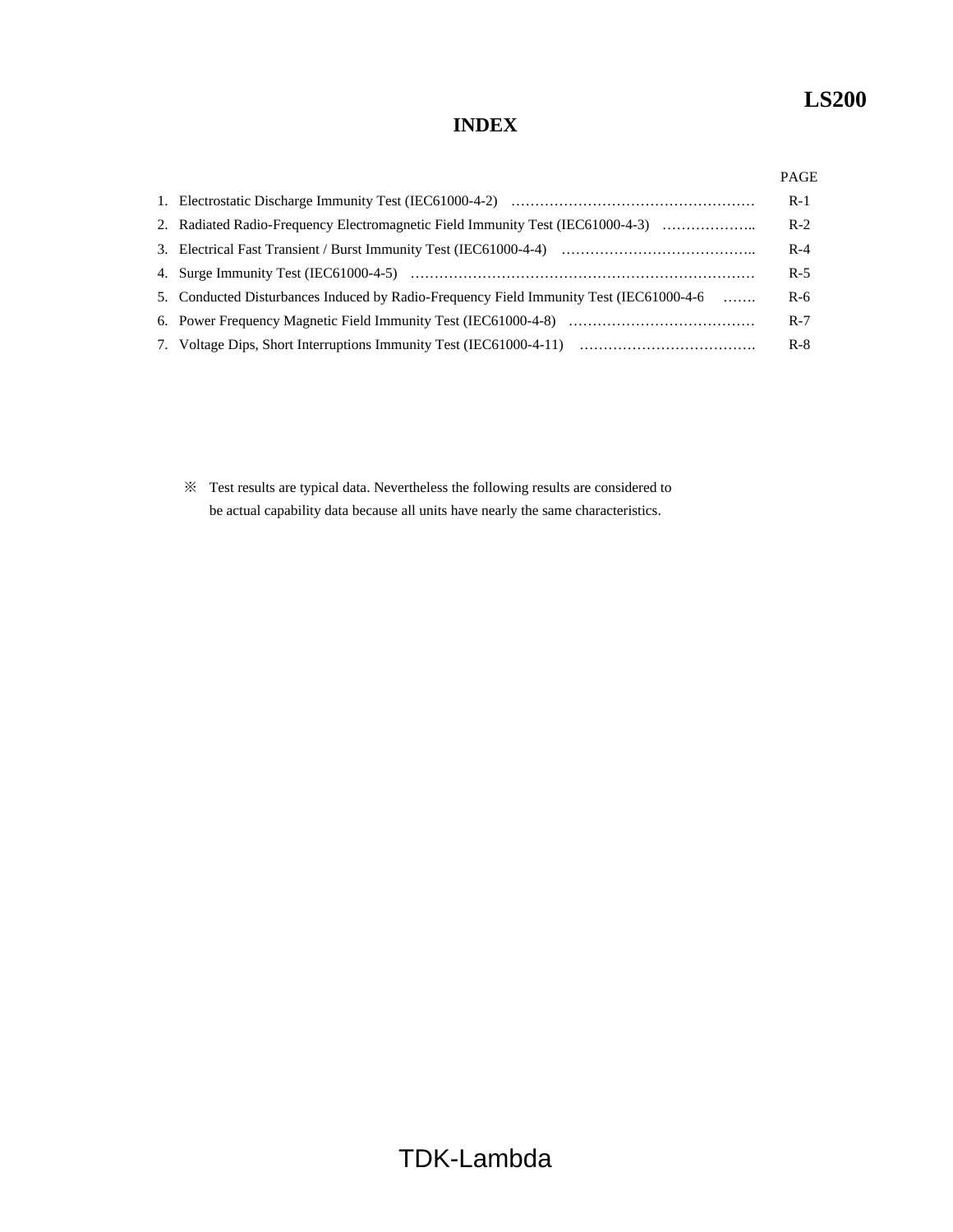# INDEX

| | | PAGE |
|---|---|---|
| 1. | Electrostatic Discharge Immunity Test (IEC61000-4-2) ……………………………………………… | R-1 |
| 2. | Radiated Radio-Frequency Electromagnetic Field Immunity Test (IEC61000-4-3) ……………….. | R-2 |
| 3. | Electrical Fast Transient / Burst Immunity Test (IEC61000-4-4) ………………………………….. | R-4 |
| 4. | Surge Immunity Test (IEC61000-4-5) ………………………………………………………………… | R-5 |
| 5. | Conducted Disturbances Induced by Radio-Frequency Field Immunity Test (IEC61000-4-6 ……. | R-6 |
| 6. | Power Frequency Magnetic Field Immunity Test (IEC61000-4-8) ………………………………… | R-7 |
| 7. | Voltage Dips, Short Interruptions Immunity Test (IEC61000-4-11) ………………………………. | R-8 |

※ Test results are typical data. Nevertheless the following results are considered to be actual capability data because all units have nearly the same characteristics.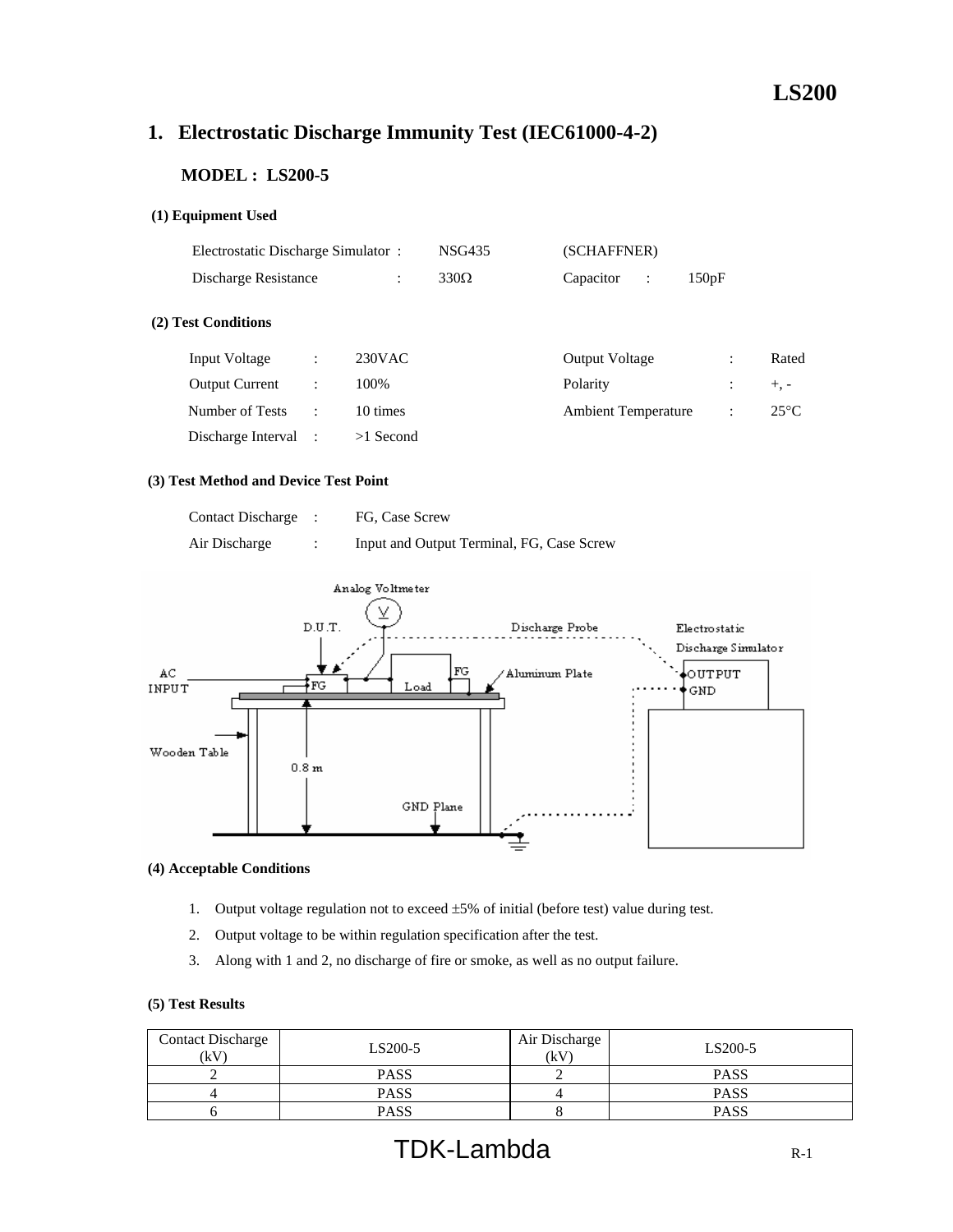# 1. Electrostatic Discharge Immunity Test (IEC61000-4-2)

**MODEL : LS200-5**

**(1) Equipment Used**

Electrostatic Discharge Simulator : NSG435 (SCHAFFNER)

Discharge Resistance : 330Ω Capacitor : 150pF

**(2) Test Conditions**

| | | | | | |
|---|---|---|---|---|---|
| Input Voltage | : | 230VAC | Output Voltage | : | Rated |
| Output Current | : | 100% | Polarity | : | +, - |
| Number of Tests | : | 10 times | Ambient Temperature | : | 25°C |
| Discharge Interval | : | >1 Second | | | |

**(3) Test Method and Device Test Point**

Contact Discharge : FG, Case Screw

Air Discharge : Input and Output Terminal, FG, Case Screw

**(4) Acceptable Conditions**

1. Output voltage regulation not to exceed ±5% of initial (before test) value during test.
2. Output voltage to be within regulation specification after the test.
3. Along with 1 and 2, no discharge of fire or smoke, as well as no output failure.

**(5) Test Results**

| Contact Discharge (kV) | LS200-5 | Air Discharge (kV) | LS200-5 |
|---|---|---|---|
| 2 | PASS | 2 | PASS |
| 4 | PASS | 4 | PASS |
| 6 | PASS | 8 | PASS |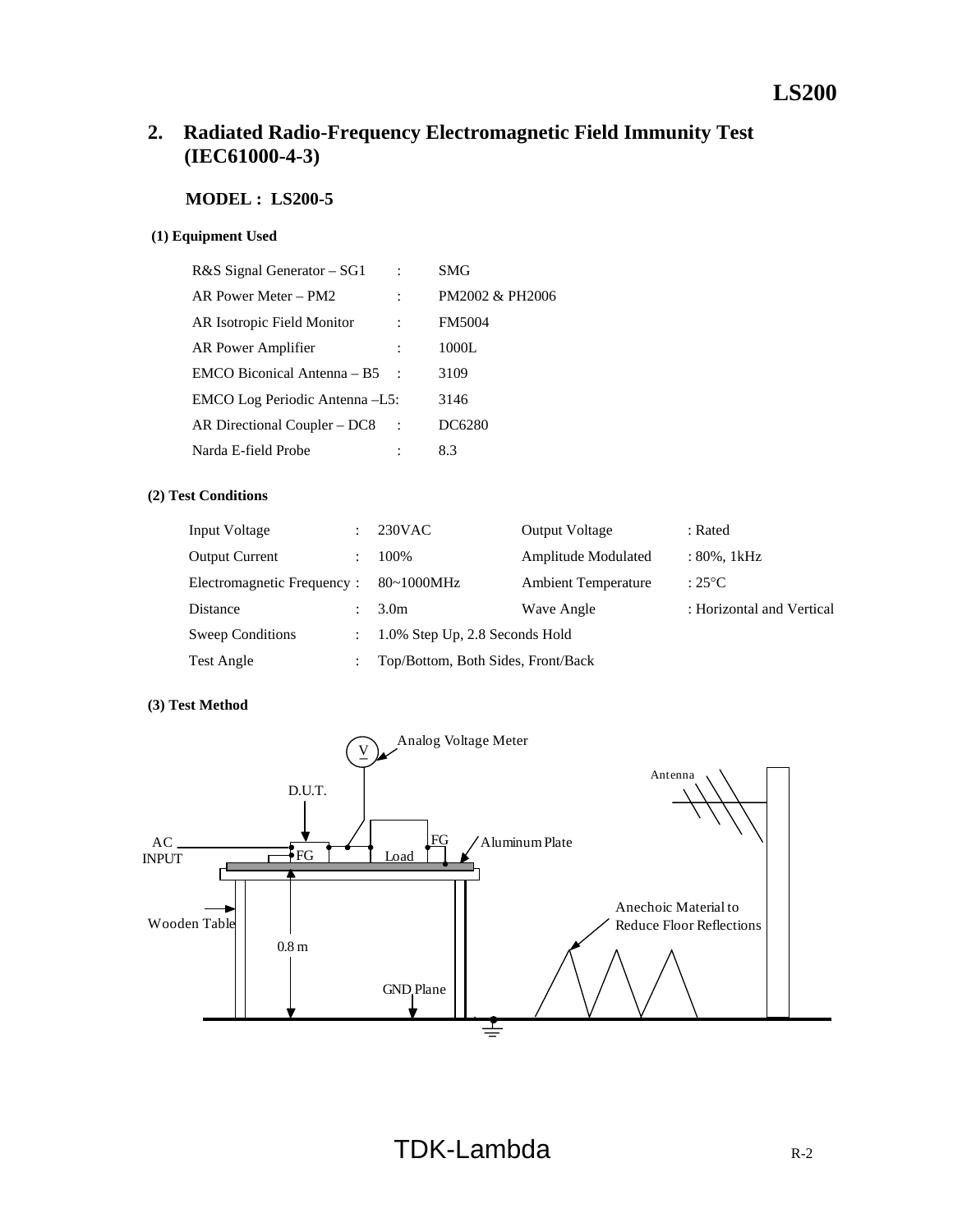## 2. Radiated Radio-Frequency Electromagnetic Field Immunity Test (IEC61000-4-3)

**MODEL : LS200-5**

**(1) Equipment Used**

| | | |
|---|---|---|
| R&S Signal Generator – SG1 | : | SMG |
| AR Power Meter – PM2 | : | PM2002 & PH2006 |
| AR Isotropic Field Monitor | : | FM5004 |
| AR Power Amplifier | : | 1000L |
| EMCO Biconical Antenna – B5 | : | 3109 |
| EMCO Log Periodic Antenna –L5 | : | 3146 |
| AR Directional Coupler – DC8 | : | DC6280 |
| Narda E-field Probe | : | 8.3 |

**(2) Test Conditions**

| | | | | |
|---|---|---|---|---|
| Input Voltage | : | 230VAC | Output Voltage | : Rated |
| Output Current | : | 100% | Amplitude Modulated | : 80%, 1kHz |
| Electromagnetic Frequency | : | 80~1000MHz | Ambient Temperature | : 25°C |
| Distance | : | 3.0m | Wave Angle | : Horizontal and Vertical |
| Sweep Conditions | : | 1.0% Step Up, 2.8 Seconds Hold | | |
| Test Angle | : | Top/Bottom, Both Sides, Front/Back | | |

**(3) Test Method**

Analog Voltage Meter

Antenna

D.U.T.

AC INPUT

FG

Load

FG

Aluminum Plate

Wooden Table

0.8 m

GND Plane

Anechoic Material to Reduce Floor Reflections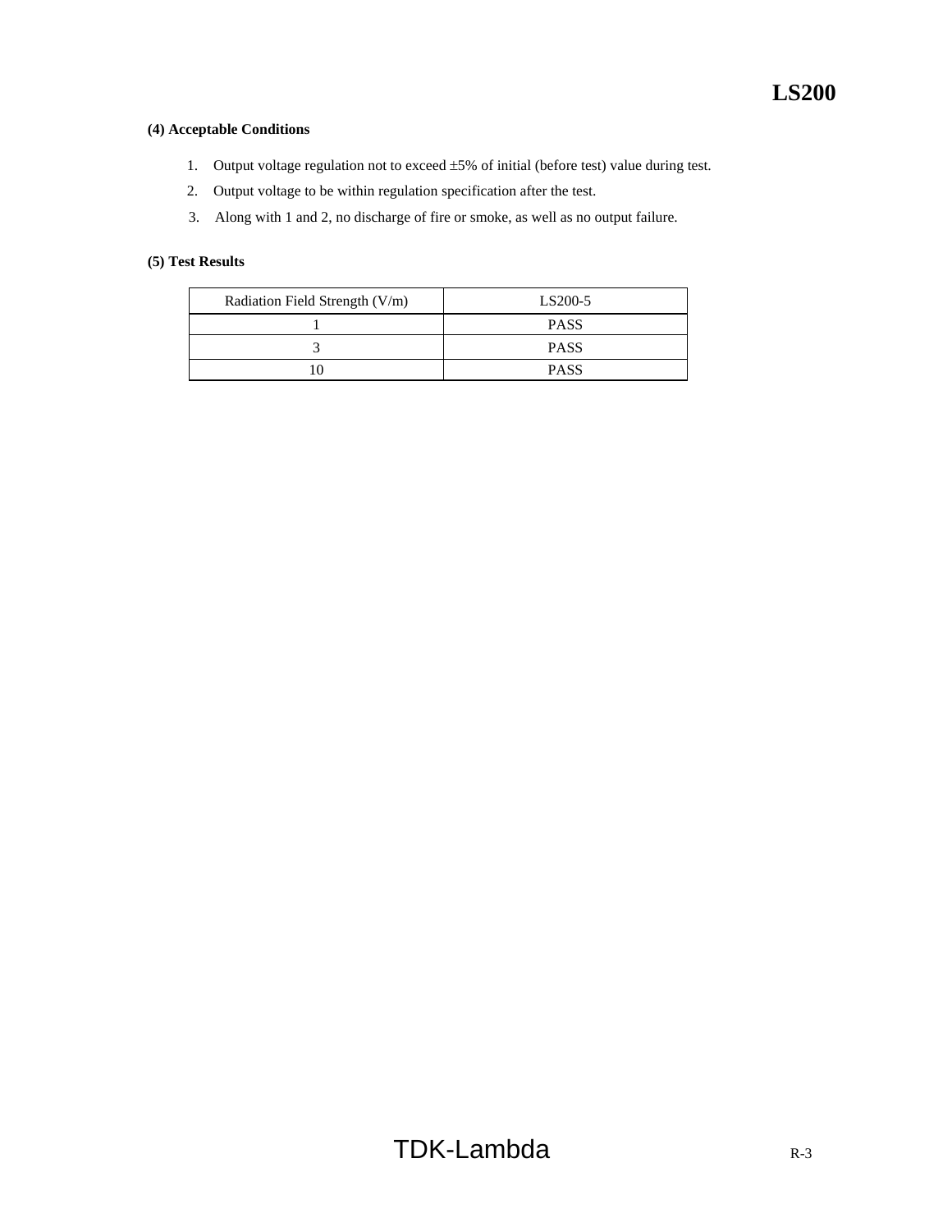**(4) Acceptable Conditions**

1. Output voltage regulation not to exceed ±5% of initial (before test) value during test.
2. Output voltage to be within regulation specification after the test.
3. Along with 1 and 2, no discharge of fire or smoke, as well as no output failure.

**(5) Test Results**

| Radiation Field Strength (V/m) | LS200-5 |
|---|---|
| 1 | PASS |
| 3 | PASS |
| 10 | PASS |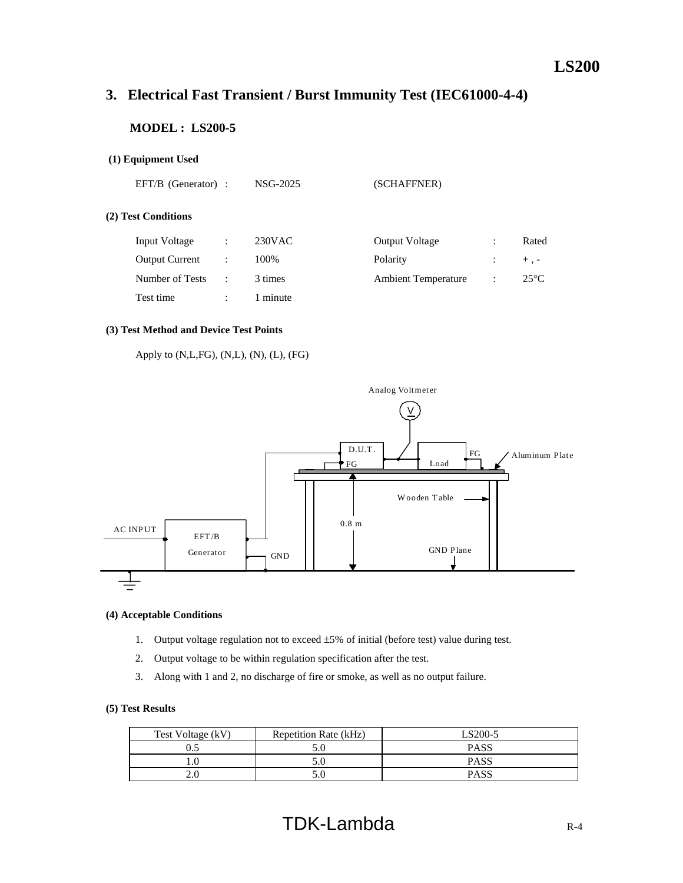# 3. Electrical Fast Transient / Burst Immunity Test (IEC61000-4-4)

## MODEL : LS200-5

### (1) Equipment Used

EFT/B (Generator) : NSG-2025 (SCHAFFNER)

### (2) Test Conditions

| | | | | | |
|---|---|---|---|---|---|
| Input Voltage | : | 230VAC | Output Voltage | : | Rated |
| Output Current | : | 100% | Polarity | : | + , - |
| Number of Tests | : | 3 times | Ambient Temperature | : | 25°C |
| Test time | : | 1 minute | | | |

### (3) Test Method and Device Test Points

Apply to (N,L,FG), (N,L), (N), (L), (FG)

Analog Voltmeter

D.U.T.

FG

Load

FG

Aluminum Plate

Wooden Table

0.8 m

AC INPUT

EFT/B Generator

GND

GND Plane

### (4) Acceptable Conditions

1. Output voltage regulation not to exceed ±5% of initial (before test) value during test.
2. Output voltage to be within regulation specification after the test.
3. Along with 1 and 2, no discharge of fire or smoke, as well as no output failure.

### (5) Test Results

| Test Voltage (kV) | Repetition Rate (kHz) | LS200-5 |
|---|---|---|
| 0.5 | 5.0 | PASS |
| 1.0 | 5.0 | PASS |
| 2.0 | 5.0 | PASS |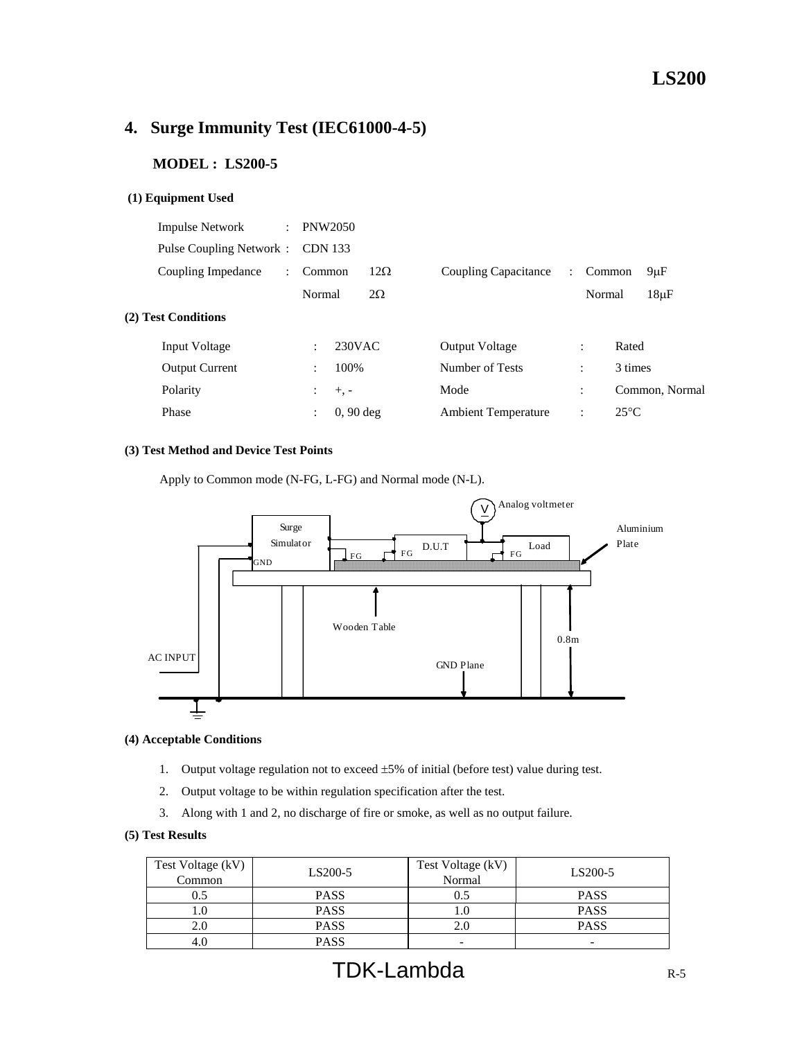## 4. Surge Immunity Test (IEC61000-4-5)

### MODEL : LS200-5

**(1) Equipment Used**

| | | | | | | | |
|---|---|---|---|---|---|---|---|
| Impulse Network | : | PNW2050 | | | | | |
| Pulse Coupling Network | : | CDN 133 | | | | | |
| Coupling Impedance | : | Common | 12Ω | Coupling Capacitance | : | Common | 9μF |
| | | Normal | 2Ω | | | Normal | 18μF |

**(2) Test Conditions**

| | | | | | |
|---|---|---|---|---|---|
| Input Voltage | : | 230VAC | Output Voltage | : | Rated |
| Output Current | : | 100% | Number of Tests | : | 3 times |
| Polarity | : | +, - | Mode | : | Common, Normal |
| Phase | : | 0, 90 deg | Ambient Temperature | : | 25°C |

**(3) Test Method and Device Test Points**

Apply to Common mode (N-FG, L-FG) and Normal mode (N-L).

Surge Simulator, GND, FG, D.U.T, Load, Analog voltmeter, Aluminium Plate, Wooden Table, 0.8m, GND Plane, AC INPUT

**(4) Acceptable Conditions**

1. Output voltage regulation not to exceed ±5% of initial (before test) value during test.
2. Output voltage to be within regulation specification after the test.
3. Along with 1 and 2, no discharge of fire or smoke, as well as no output failure.

**(5) Test Results**

| Test Voltage (kV) Common | LS200-5 | Test Voltage (kV) Normal | LS200-5 |
|---|---|---|---|
| 0.5 | PASS | 0.5 | PASS |
| 1.0 | PASS | 1.0 | PASS |
| 2.0 | PASS | 2.0 | PASS |
| 4.0 | PASS | - | - |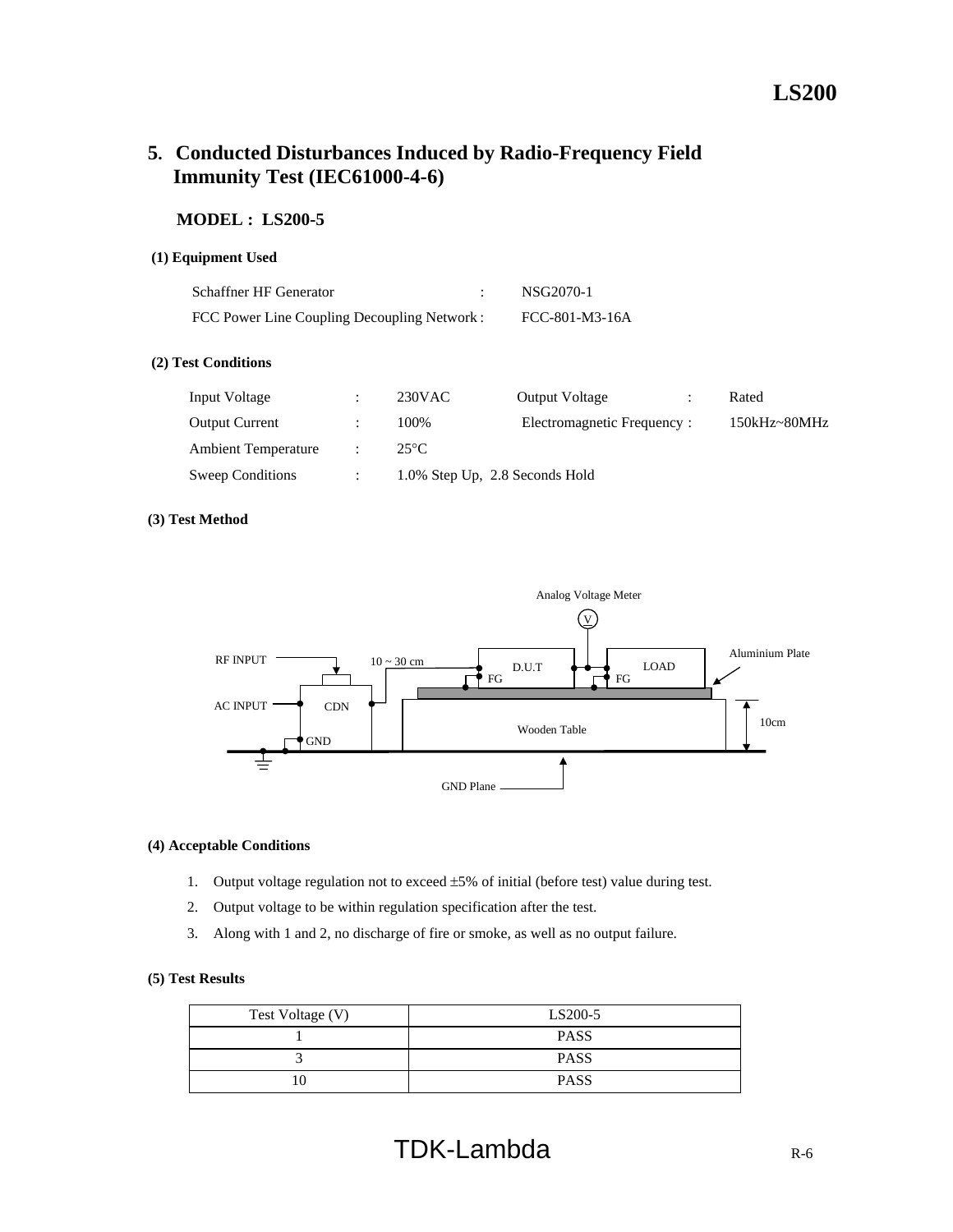## 5. Conducted Disturbances Induced by Radio-Frequency Field Immunity Test (IEC61000-4-6)

### MODEL : LS200-5

**(1) Equipment Used**

Schaffner HF Generator : NSG2070-1

FCC Power Line Coupling Decoupling Network : FCC-801-M3-16A

**(2) Test Conditions**

| | | | | | |
|---|---|---|---|---|---|
| Input Voltage | : | 230VAC | Output Voltage | : | Rated |
| Output Current | : | 100% | Electromagnetic Frequency | : | 150kHz~80MHz |
| Ambient Temperature | : | 25°C | | | |
| Sweep Conditions | : | 1.0% Step Up, 2.8 Seconds Hold | | | |

**(3) Test Method**

Analog Voltage Meter

V

RF INPUT

10 ~ 30 cm

D.U.T

LOAD

Aluminium Plate

FG

FG

AC INPUT

CDN

10cm

Wooden Table

GND

GND Plane

**(4) Acceptable Conditions**

1. Output voltage regulation not to exceed ±5% of initial (before test) value during test.
2. Output voltage to be within regulation specification after the test.
3. Along with 1 and 2, no discharge of fire or smoke, as well as no output failure.

**(5) Test Results**

| Test Voltage (V) | LS200-5 |
|---|---|
| 1 | PASS |
| 3 | PASS |
| 10 | PASS |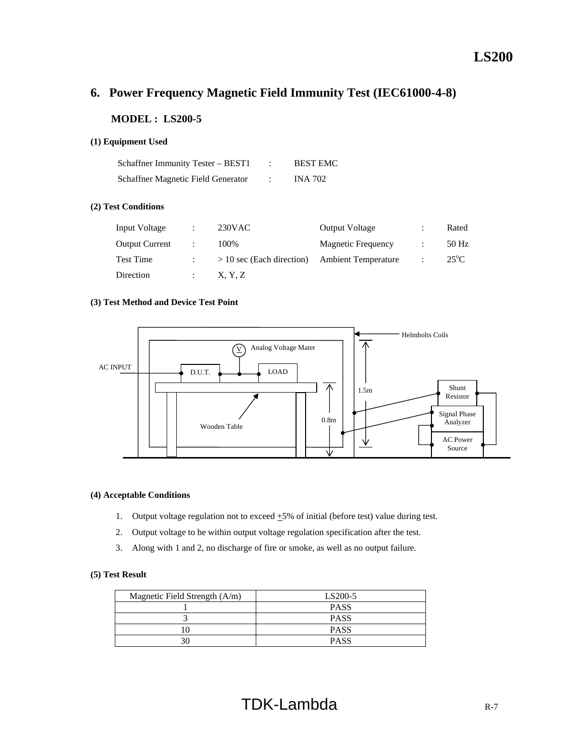## 6. Power Frequency Magnetic Field Immunity Test (IEC61000-4-8)

### MODEL : LS200-5

**(1) Equipment Used**

| | | |
|---|---|---|
| Schaffner Immunity Tester – BEST1 | : | BEST EMC |
| Schaffner Magnetic Field Generator | : | INA 702 |

**(2) Test Conditions**

| | | | | | |
|---|---|---|---|---|---|
| Input Voltage | : | 230VAC | Output Voltage | : | Rated |
| Output Current | : | 100% | Magnetic Frequency | : | 50 Hz |
| Test Time | : | > 10 sec (Each direction) | Ambient Temperature | : | 25$^{o}$C |
| Direction | : | X, Y, Z | | | |

**(3) Test Method and Device Test Point**

Helmholts Coils

Analog Voltage Mater

AC INPUT

D.U.T.

LOAD

1.5m

0.8m

Wooden Table

Shunt Resistor

Signal Phase Analyzer

AC Power Source

**(4) Acceptable Conditions**

1. Output voltage regulation not to exceed ±5% of initial (before test) value during test.
2. Output voltage to be within output voltage regulation specification after the test.
3. Along with 1 and 2, no discharge of fire or smoke, as well as no output failure.

**(5) Test Result**

| Magnetic Field Strength (A/m) | LS200-5 |
|---|---|
| 1 | PASS |
| 3 | PASS |
| 10 | PASS |
| 30 | PASS |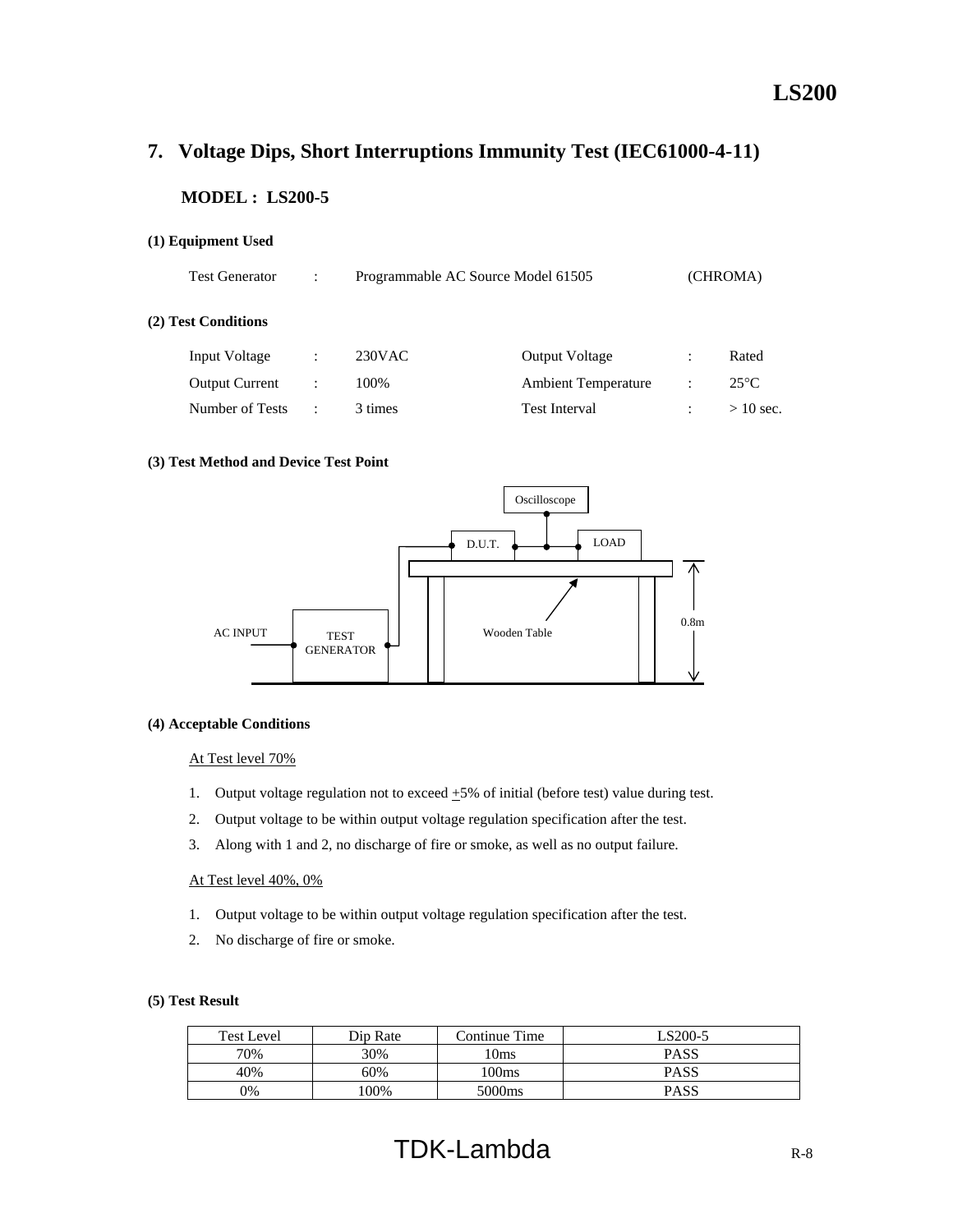## 7. Voltage Dips, Short Interruptions Immunity Test (IEC61000-4-11)

### MODEL : LS200-5

**(1) Equipment Used**

| | | | |
|---|---|---|---|
| Test Generator | : | Programmable AC Source Model 61505 | (CHROMA) |

**(2) Test Conditions**

| | | | | | |
|---|---|---|---|---|---|
| Input Voltage | : | 230VAC | Output Voltage | : | Rated |
| Output Current | : | 100% | Ambient Temperature | : | 25°C |
| Number of Tests | : | 3 times | Test Interval | : | > 10 sec. |

**(3) Test Method and Device Test Point**

Oscilloscope

D.U.T.

LOAD

0.8m

AC INPUT

TEST GENERATOR

Wooden Table

**(4) Acceptable Conditions**

At Test level 70%

1. Output voltage regulation not to exceed ±5% of initial (before test) value during test.
2. Output voltage to be within output voltage regulation specification after the test.
3. Along with 1 and 2, no discharge of fire or smoke, as well as no output failure.

At Test level 40%, 0%

1. Output voltage to be within output voltage regulation specification after the test.
2. No discharge of fire or smoke.

**(5) Test Result**

| Test Level | Dip Rate | Continue Time | LS200-5 |
|---|---|---|---|
| 70% | 30% | 10ms | PASS |
| 40% | 60% | 100ms | PASS |
| 0% | 100% | 5000ms | PASS |